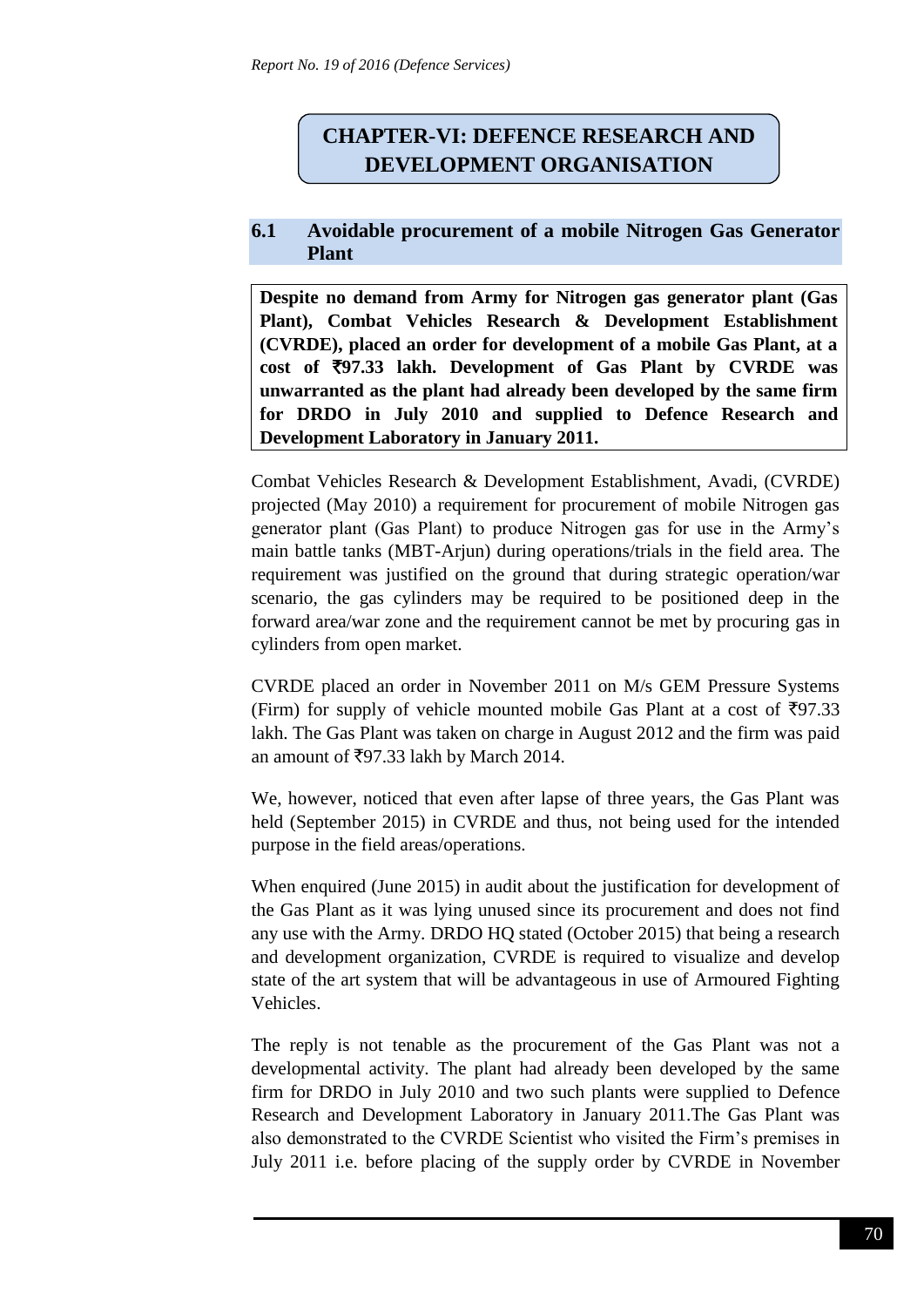# CHAPTER-VI: DEFENCE RESEARCH AND DEVELOPMENT ORGANISATION

## 6.1 Avoidable procurement of a mobile Nitrogen Gas Generator Plant

**Despite no demand from Army for Nitrogen gas generator plant (Gas Plant), Combat Vehicles Research & Development Establishment (CVRDE), placed an order for development of a mobile Gas Plant, at a cost of ₹97.33 lakh. Development of Gas Plant by CVRDE was unwarranted as the plant had already been developed by the same firm for DRDO in July 2010 and supplied to Defence Research and Development Laboratory in January 2011.**

Combat Vehicles Research & Development Establishment, Avadi, (CVRDE) projected (May 2010) a requirement for procurement of mobile Nitrogen gas generator plant (Gas Plant) to produce Nitrogen gas for use in the Army's main battle tanks (MBT-Arjun) during operations/trials in the field area. The requirement was justified on the ground that during strategic operation/war scenario, the gas cylinders may be required to be positioned deep in the forward area/war zone and the requirement cannot be met by procuring gas in cylinders from open market.

CVRDE placed an order in November 2011 on M/s GEM Pressure Systems (Firm) for supply of vehicle mounted mobile Gas Plant at a cost of ₹97.33 lakh. The Gas Plant was taken on charge in August 2012 and the firm was paid an amount of ₹97.33 lakh by March 2014.

We, however, noticed that even after lapse of three years, the Gas Plant was held (September 2015) in CVRDE and thus, not being used for the intended purpose in the field areas/operations.

When enquired (June 2015) in audit about the justification for development of the Gas Plant as it was lying unused since its procurement and does not find any use with the Army. DRDO HQ stated (October 2015) that being a research and development organization, CVRDE is required to visualize and develop state of the art system that will be advantageous in use of Armoured Fighting Vehicles.

The reply is not tenable as the procurement of the Gas Plant was not a developmental activity. The plant had already been developed by the same firm for DRDO in July 2010 and two such plants were supplied to Defence Research and Development Laboratory in January 2011.The Gas Plant was also demonstrated to the CVRDE Scientist who visited the Firm's premises in July 2011 i.e. before placing of the supply order by CVRDE in November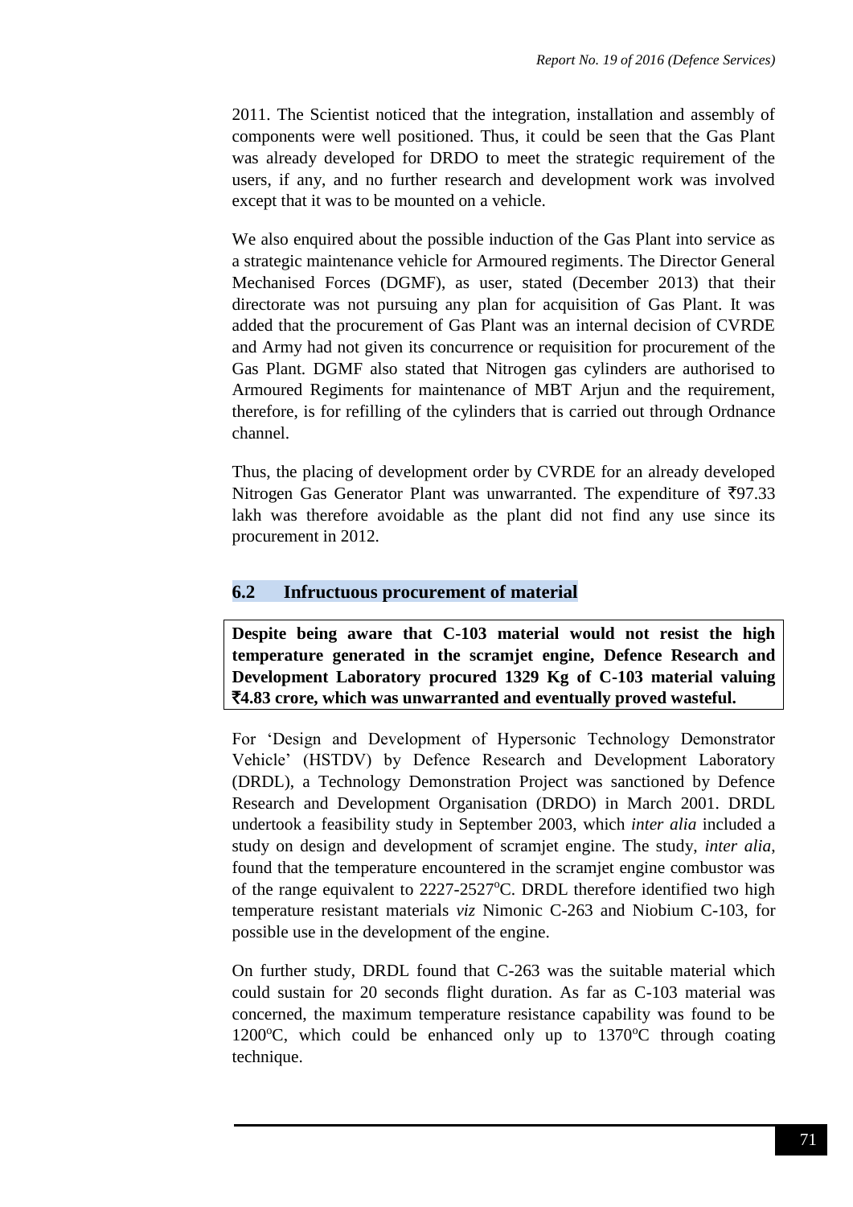2011. The Scientist noticed that the integration, installation and assembly of components were well positioned. Thus, it could be seen that the Gas Plant was already developed for DRDO to meet the strategic requirement of the users, if any, and no further research and development work was involved except that it was to be mounted on a vehicle.

We also enquired about the possible induction of the Gas Plant into service as a strategic maintenance vehicle for Armoured regiments. The Director General Mechanised Forces (DGMF), as user, stated (December 2013) that their directorate was not pursuing any plan for acquisition of Gas Plant. It was added that the procurement of Gas Plant was an internal decision of CVRDE and Army had not given its concurrence or requisition for procurement of the Gas Plant. DGMF also stated that Nitrogen gas cylinders are authorised to Armoured Regiments for maintenance of MBT Arjun and the requirement, therefore, is for refilling of the cylinders that is carried out through Ordnance channel.

Thus, the placing of development order by CVRDE for an already developed Nitrogen Gas Generator Plant was unwarranted. The expenditure of ₹97.33 lakh was therefore avoidable as the plant did not find any use since its procurement in 2012.

## 6.2 Infructuous procurement of material

**Despite being aware that C-103 material would not resist the high temperature generated in the scramjet engine, Defence Research and Development Laboratory procured 1329 Kg of C-103 material valuing ₹4.83 crore, which was unwarranted and eventually proved wasteful.**

For 'Design and Development of Hypersonic Technology Demonstrator Vehicle' (HSTDV) by Defence Research and Development Laboratory (DRDL), a Technology Demonstration Project was sanctioned by Defence Research and Development Organisation (DRDO) in March 2001. DRDL undertook a feasibility study in September 2003, which *inter alia* included a study on design and development of scramjet engine. The study, *inter alia*, found that the temperature encountered in the scramjet engine combustor was of the range equivalent to 2227-2527$^{o}$C. DRDL therefore identified two high temperature resistant materials *viz* Nimonic C-263 and Niobium C-103, for possible use in the development of the engine.

On further study, DRDL found that C-263 was the suitable material which could sustain for 20 seconds flight duration. As far as C-103 material was concerned, the maximum temperature resistance capability was found to be 1200$^{o}$C, which could be enhanced only up to 1370$^{o}$C through coating technique.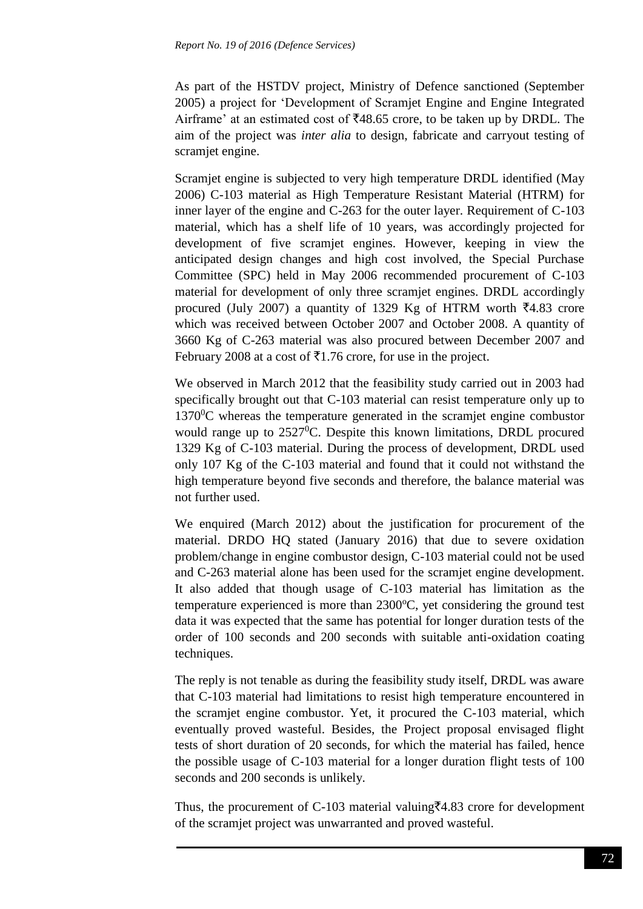As part of the HSTDV project, Ministry of Defence sanctioned (September 2005) a project for 'Development of Scramjet Engine and Engine Integrated Airframe' at an estimated cost of ₹48.65 crore, to be taken up by DRDL. The aim of the project was *inter alia* to design, fabricate and carryout testing of scramjet engine.

Scramjet engine is subjected to very high temperature DRDL identified (May 2006) C-103 material as High Temperature Resistant Material (HTRM) for inner layer of the engine and C-263 for the outer layer. Requirement of C-103 material, which has a shelf life of 10 years, was accordingly projected for development of five scramjet engines. However, keeping in view the anticipated design changes and high cost involved, the Special Purchase Committee (SPC) held in May 2006 recommended procurement of C-103 material for development of only three scramjet engines. DRDL accordingly procured (July 2007) a quantity of 1329 Kg of HTRM worth ₹4.83 crore which was received between October 2007 and October 2008. A quantity of 3660 Kg of C-263 material was also procured between December 2007 and February 2008 at a cost of ₹1.76 crore, for use in the project.

We observed in March 2012 that the feasibility study carried out in 2003 had specifically brought out that C-103 material can resist temperature only up to $1370^0$C whereas the temperature generated in the scramjet engine combustor would range up to $2527^0$C. Despite this known limitations, DRDL procured 1329 Kg of C-103 material. During the process of development, DRDL used only 107 Kg of the C-103 material and found that it could not withstand the high temperature beyond five seconds and therefore, the balance material was not further used.

We enquired (March 2012) about the justification for procurement of the material. DRDO HQ stated (January 2016) that due to severe oxidation problem/change in engine combustor design, C-103 material could not be used and C-263 material alone has been used for the scramjet engine development. It also added that though usage of C-103 material has limitation as the temperature experienced is more than $2300^o$C, yet considering the ground test data it was expected that the same has potential for longer duration tests of the order of 100 seconds and 200 seconds with suitable anti-oxidation coating techniques.

The reply is not tenable as during the feasibility study itself, DRDL was aware that C-103 material had limitations to resist high temperature encountered in the scramjet engine combustor. Yet, it procured the C-103 material, which eventually proved wasteful. Besides, the Project proposal envisaged flight tests of short duration of 20 seconds, for which the material has failed, hence the possible usage of C-103 material for a longer duration flight tests of 100 seconds and 200 seconds is unlikely.

Thus, the procurement of C-103 material valuing₹4.83 crore for development of the scramjet project was unwarranted and proved wasteful.